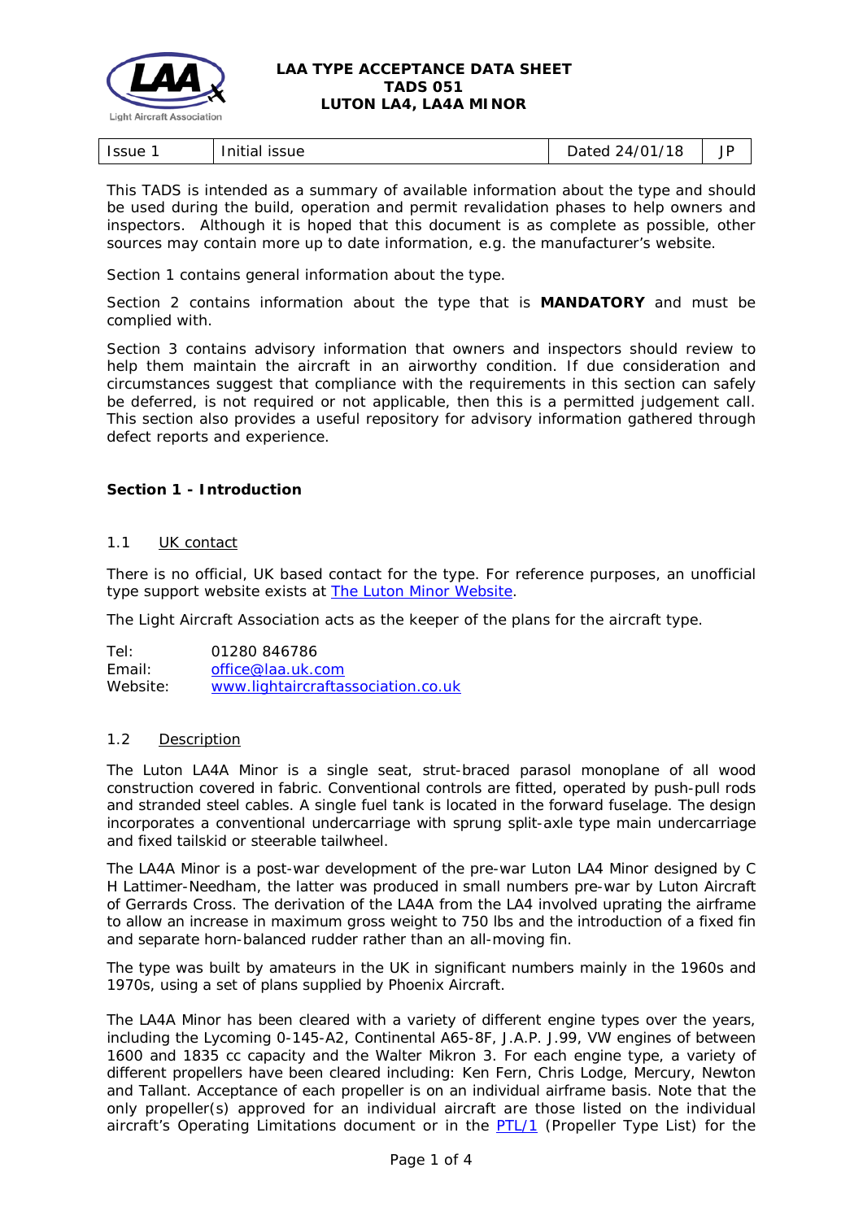**LAA TYPE ACCEPTANCE DATA SHEET**
**TADS 051**
**LUTON LA4, LA4A MINOR**

| Issue 1 | Initial issue | Dated 24/01/18 | JP |
|---|---|---|---|

This TADS is intended as a summary of available information about the type and should be used during the build, operation and permit revalidation phases to help owners and inspectors. Although it is hoped that this document is as complete as possible, other sources may contain more up to date information, e.g. the manufacturer's website.

Section 1 contains general information about the type.

Section 2 contains information about the type that is **MANDATORY** and must be complied with.

Section 3 contains advisory information that owners and inspectors should review to help them maintain the aircraft in an airworthy condition. If due consideration and circumstances suggest that compliance with the requirements in this section can safely be deferred, is not required or not applicable, then this is a permitted judgement call. This section also provides a useful repository for advisory information gathered through defect reports and experience.

## Section 1 - Introduction

### 1.1 UK contact

There is no official, UK based contact for the type. For reference purposes, an unofficial type support website exists at The Luton Minor Website.

The Light Aircraft Association acts as the keeper of the plans for the aircraft type.

Tel: 01280 846786
Email: office@laa.uk.com
Website: www.lightaircraftassociation.co.uk

### 1.2 Description

The Luton LA4A Minor is a single seat, strut-braced parasol monoplane of all wood construction covered in fabric. Conventional controls are fitted, operated by push-pull rods and stranded steel cables. A single fuel tank is located in the forward fuselage. The design incorporates a conventional undercarriage with sprung split-axle type main undercarriage and fixed tailskid or steerable tailwheel.

The LA4A Minor is a post-war development of the pre-war Luton LA4 Minor designed by C H Lattimer-Needham, the latter was produced in small numbers pre-war by Luton Aircraft of Gerrards Cross. The derivation of the LA4A from the LA4 involved uprating the airframe to allow an increase in maximum gross weight to 750 lbs and the introduction of a fixed fin and separate horn-balanced rudder rather than an all-moving fin.

The type was built by amateurs in the UK in significant numbers mainly in the 1960s and 1970s, using a set of plans supplied by Phoenix Aircraft.

The LA4A Minor has been cleared with a variety of different engine types over the years, including the Lycoming 0-145-A2, Continental A65-8F, J.A.P. J.99, VW engines of between 1600 and 1835 cc capacity and the Walter Mikron 3. For each engine type, a variety of different propellers have been cleared including: Ken Fern, Chris Lodge, Mercury, Newton and Tallant. Acceptance of each propeller is on an individual airframe basis. Note that the only propeller(s) approved for an individual aircraft are those listed on the individual aircraft's Operating Limitations document or in the PTL/1 (Propeller Type List) for the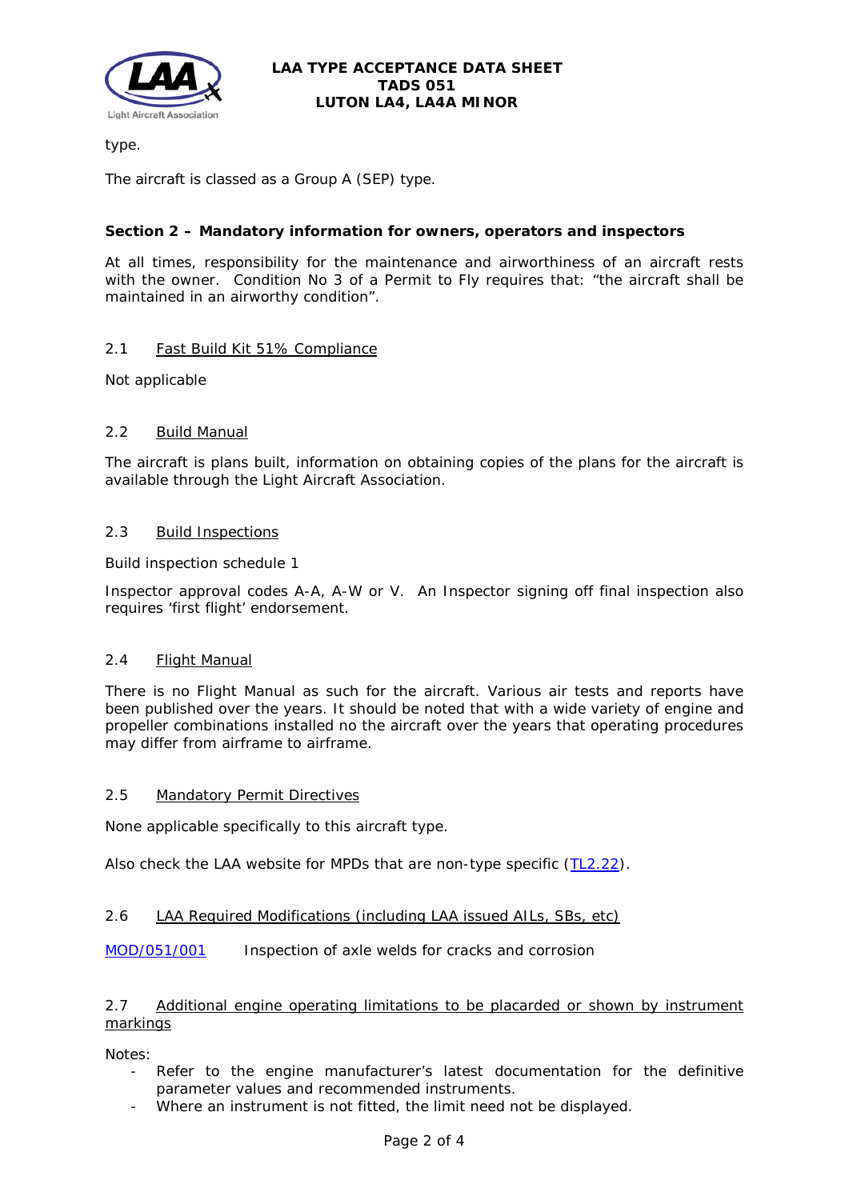type.

The aircraft is classed as a Group A (SEP) type.

## Section 2 – Mandatory information for owners, operators and inspectors

At all times, responsibility for the maintenance and airworthiness of an aircraft rests with the owner. Condition No 3 of a Permit to Fly requires that: "the aircraft shall be maintained in an airworthy condition".

### 2.1 Fast Build Kit 51% Compliance

Not applicable

### 2.2 Build Manual

The aircraft is plans built, information on obtaining copies of the plans for the aircraft is available through the Light Aircraft Association.

### 2.3 Build Inspections

Build inspection schedule 1

Inspector approval codes A-A, A-W or V. An Inspector signing off final inspection also requires 'first flight' endorsement.

### 2.4 Flight Manual

There is no Flight Manual as such for the aircraft. Various air tests and reports have been published over the years. It should be noted that with a wide variety of engine and propeller combinations installed no the aircraft over the years that operating procedures may differ from airframe to airframe.

### 2.5 Mandatory Permit Directives

None applicable specifically to this aircraft type.

Also check the LAA website for MPDs that are non-type specific (TL2.22).

### 2.6 LAA Required Modifications (including LAA issued AILs, SBs, etc)

MOD/051/001 Inspection of axle welds for cracks and corrosion

### 2.7 Additional engine operating limitations to be placarded or shown by instrument markings

Notes:

- Refer to the engine manufacturer's latest documentation for the definitive parameter values and recommended instruments.
- Where an instrument is not fitted, the limit need not be displayed.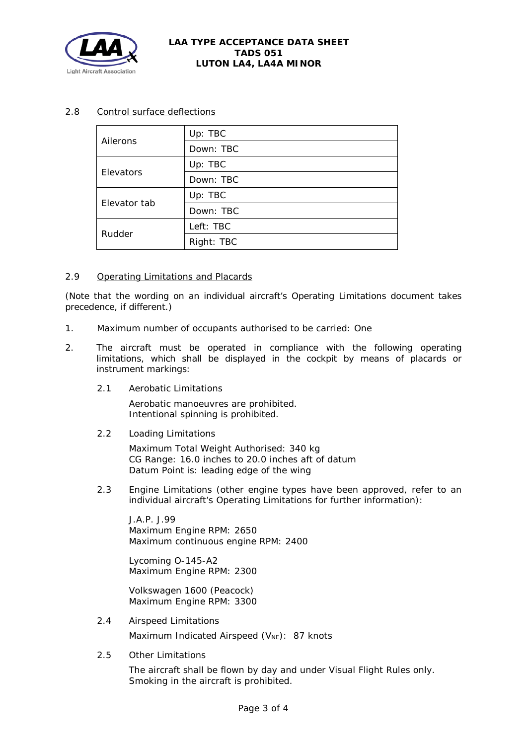2.8 Control surface deflections

| | |
|---|---|
| Ailerons | Up: TBC |
| | Down: TBC |
| Elevators | Up: TBC |
| | Down: TBC |
| Elevator tab | Up: TBC |
| | Down: TBC |
| Rudder | Left: TBC |
| | Right: TBC |

2.9 Operating Limitations and Placards

(Note that the wording on an individual aircraft's Operating Limitations document takes precedence, if different.)

1. Maximum number of occupants authorised to be carried: One

2. The aircraft must be operated in compliance with the following operating limitations, which shall be displayed in the cockpit by means of placards or instrument markings:

   2.1 Aerobatic Limitations

   Aerobatic manoeuvres are prohibited.
   Intentional spinning is prohibited.

   2.2 Loading Limitations

   Maximum Total Weight Authorised: 340 kg
   CG Range: 16.0 inches to 20.0 inches aft of datum
   Datum Point is: leading edge of the wing

   2.3 Engine Limitations (other engine types have been approved, refer to an individual aircraft's Operating Limitations for further information):

   J.A.P. J.99
   Maximum Engine RPM: 2650
   Maximum continuous engine RPM: 2400

   Lycoming O-145-A2
   Maximum Engine RPM: 2300

   Volkswagen 1600 (Peacock)
   Maximum Engine RPM: 3300

   2.4 Airspeed Limitations

   Maximum Indicated Airspeed ($V_{NE}$): 87 knots

   2.5 Other Limitations

   The aircraft shall be flown by day and under Visual Flight Rules only.
   Smoking in the aircraft is prohibited.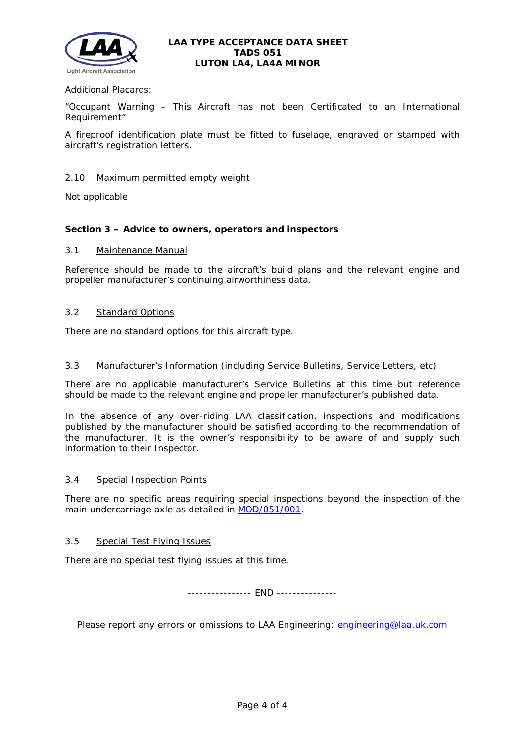Additional Placards:

"Occupant Warning - This Aircraft has not been Certificated to an International Requirement"

A fireproof identification plate must be fitted to fuselage, engraved or stamped with aircraft's registration letters.

### 2.10 Maximum permitted empty weight

Not applicable

## Section 3 – Advice to owners, operators and inspectors

### 3.1 Maintenance Manual

Reference should be made to the aircraft's build plans and the relevant engine and propeller manufacturer's continuing airworthiness data.

### 3.2 Standard Options

There are no standard options for this aircraft type.

### 3.3 Manufacturer's Information (including Service Bulletins, Service Letters, etc)

There are no applicable manufacturer's Service Bulletins at this time but reference should be made to the relevant engine and propeller manufacturer's published data.

In the absence of any over-riding LAA classification, inspections and modifications published by the manufacturer should be satisfied according to the recommendation of the manufacturer. It is the owner's responsibility to be aware of and supply such information to their Inspector.

### 3.4 Special Inspection Points

There are no specific areas requiring special inspections beyond the inspection of the main undercarriage axle as detailed in MOD/051/001.

### 3.5 Special Test Flying Issues

There are no special test flying issues at this time.

---------------- END ---------------

Please report any errors or omissions to LAA Engineering: engineering@laa.uk.com